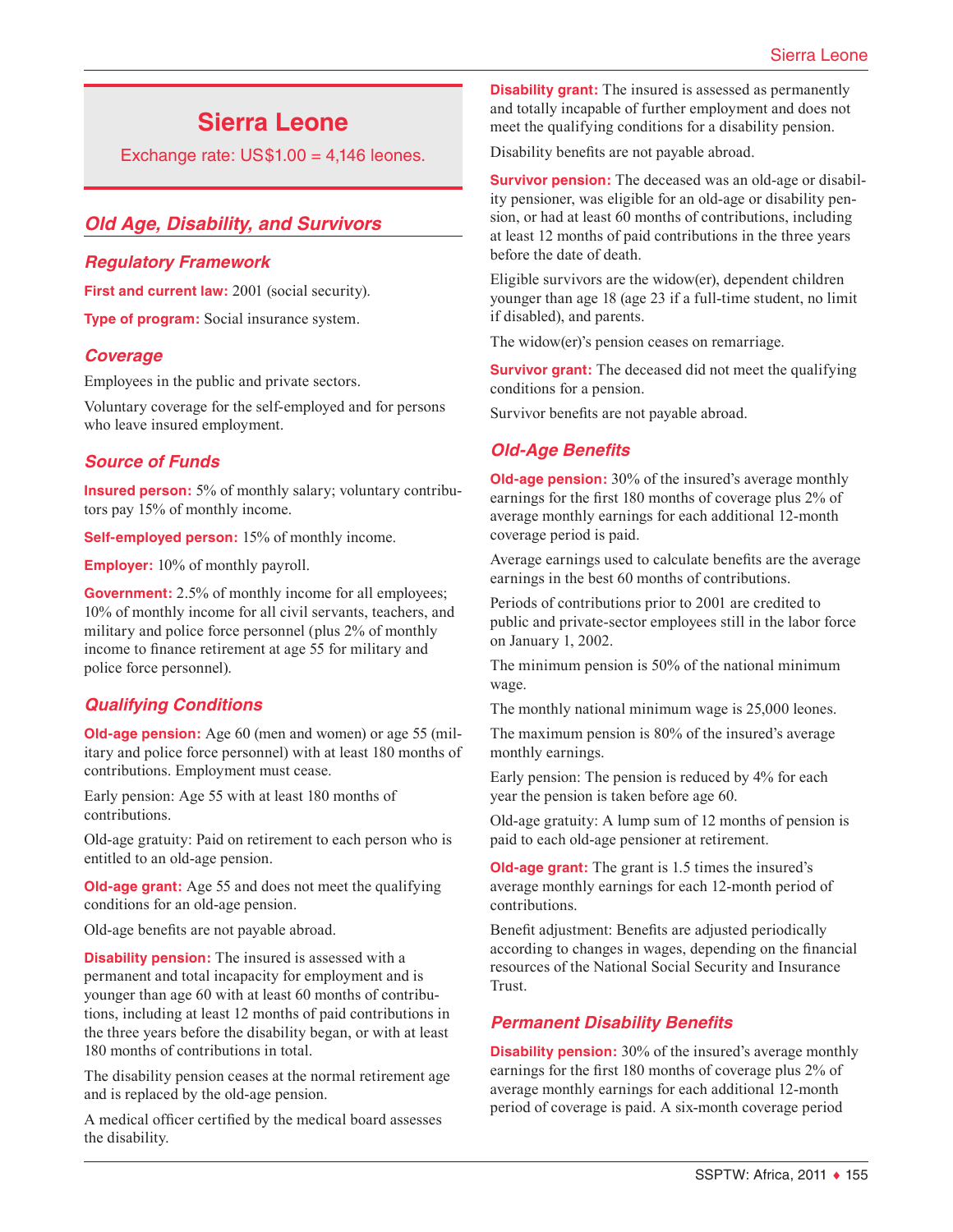# Sierra Leone

Exchange rate: US$1.00 = 4,146 leones.

## Old Age, Disability, and Survivors

### Regulatory Framework

**First and current law:** 2001 (social security).

**Type of program:** Social insurance system.

### Coverage

Employees in the public and private sectors.

Voluntary coverage for the self-employed and for persons who leave insured employment.

### Source of Funds

**Insured person:** 5% of monthly salary; voluntary contributors pay 15% of monthly income.

**Self-employed person:** 15% of monthly income.

**Employer:** 10% of monthly payroll.

**Government:** 2.5% of monthly income for all employees; 10% of monthly income for all civil servants, teachers, and military and police force personnel (plus 2% of monthly income to finance retirement at age 55 for military and police force personnel).

### Qualifying Conditions

**Old-age pension:** Age 60 (men and women) or age 55 (military and police force personnel) with at least 180 months of contributions. Employment must cease.

Early pension: Age 55 with at least 180 months of contributions.

Old-age gratuity: Paid on retirement to each person who is entitled to an old-age pension.

**Old-age grant:** Age 55 and does not meet the qualifying conditions for an old-age pension.

Old-age benefits are not payable abroad.

**Disability pension:** The insured is assessed with a permanent and total incapacity for employment and is younger than age 60 with at least 60 months of contributions, including at least 12 months of paid contributions in the three years before the disability began, or with at least 180 months of contributions in total.

The disability pension ceases at the normal retirement age and is replaced by the old-age pension.

A medical officer certified by the medical board assesses the disability.

**Disability grant:** The insured is assessed as permanently and totally incapable of further employment and does not meet the qualifying conditions for a disability pension.

Disability benefits are not payable abroad.

**Survivor pension:** The deceased was an old-age or disability pensioner, was eligible for an old-age or disability pension, or had at least 60 months of contributions, including at least 12 months of paid contributions in the three years before the date of death.

Eligible survivors are the widow(er), dependent children younger than age 18 (age 23 if a full-time student, no limit if disabled), and parents.

The widow(er)'s pension ceases on remarriage.

**Survivor grant:** The deceased did not meet the qualifying conditions for a pension.

Survivor benefits are not payable abroad.

### Old-Age Benefits

**Old-age pension:** 30% of the insured's average monthly earnings for the first 180 months of coverage plus 2% of average monthly earnings for each additional 12-month coverage period is paid.

Average earnings used to calculate benefits are the average earnings in the best 60 months of contributions.

Periods of contributions prior to 2001 are credited to public and private-sector employees still in the labor force on January 1, 2002.

The minimum pension is 50% of the national minimum wage.

The monthly national minimum wage is 25,000 leones.

The maximum pension is 80% of the insured's average monthly earnings.

Early pension: The pension is reduced by 4% for each year the pension is taken before age 60.

Old-age gratuity: A lump sum of 12 months of pension is paid to each old-age pensioner at retirement.

**Old-age grant:** The grant is 1.5 times the insured's average monthly earnings for each 12-month period of contributions.

Benefit adjustment: Benefits are adjusted periodically according to changes in wages, depending on the financial resources of the National Social Security and Insurance Trust.

### Permanent Disability Benefits

**Disability pension:** 30% of the insured's average monthly earnings for the first 180 months of coverage plus 2% of average monthly earnings for each additional 12-month period of coverage is paid. A six-month coverage period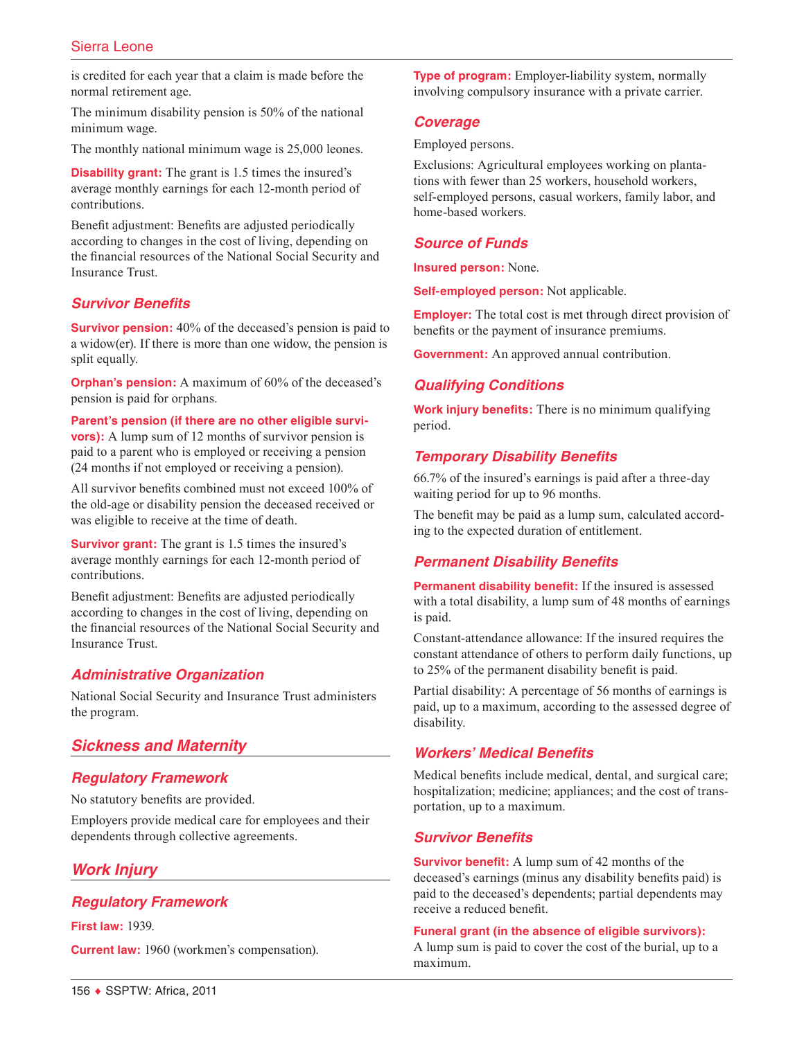is credited for each year that a claim is made before the normal retirement age.

The minimum disability pension is 50% of the national minimum wage.

The monthly national minimum wage is 25,000 leones.

**Disability grant:** The grant is 1.5 times the insured's average monthly earnings for each 12-month period of contributions.

Benefit adjustment: Benefits are adjusted periodically according to changes in the cost of living, depending on the financial resources of the National Social Security and Insurance Trust.

### Survivor Benefits

**Survivor pension:** 40% of the deceased's pension is paid to a widow(er). If there is more than one widow, the pension is split equally.

**Orphan's pension:** A maximum of 60% of the deceased's pension is paid for orphans.

**Parent's pension (if there are no other eligible survivors):** A lump sum of 12 months of survivor pension is paid to a parent who is employed or receiving a pension (24 months if not employed or receiving a pension).

All survivor benefits combined must not exceed 100% of the old-age or disability pension the deceased received or was eligible to receive at the time of death.

**Survivor grant:** The grant is 1.5 times the insured's average monthly earnings for each 12-month period of contributions.

Benefit adjustment: Benefits are adjusted periodically according to changes in the cost of living, depending on the financial resources of the National Social Security and Insurance Trust.

### Administrative Organization

National Social Security and Insurance Trust administers the program.

## Sickness and Maternity

### Regulatory Framework

No statutory benefits are provided.

Employers provide medical care for employees and their dependents through collective agreements.

## Work Injury

### Regulatory Framework

**First law:** 1939.

**Current law:** 1960 (workmen's compensation).

**Type of program:** Employer-liability system, normally involving compulsory insurance with a private carrier.

### Coverage

Employed persons.

Exclusions: Agricultural employees working on plantations with fewer than 25 workers, household workers, self-employed persons, casual workers, family labor, and home-based workers.

### Source of Funds

**Insured person:** None.

**Self-employed person:** Not applicable.

**Employer:** The total cost is met through direct provision of benefits or the payment of insurance premiums.

**Government:** An approved annual contribution.

### Qualifying Conditions

**Work injury benefits:** There is no minimum qualifying period.

### Temporary Disability Benefits

66.7% of the insured's earnings is paid after a three-day waiting period for up to 96 months.

The benefit may be paid as a lump sum, calculated according to the expected duration of entitlement.

### Permanent Disability Benefits

**Permanent disability benefit:** If the insured is assessed with a total disability, a lump sum of 48 months of earnings is paid.

Constant-attendance allowance: If the insured requires the constant attendance of others to perform daily functions, up to 25% of the permanent disability benefit is paid.

Partial disability: A percentage of 56 months of earnings is paid, up to a maximum, according to the assessed degree of disability.

### Workers' Medical Benefits

Medical benefits include medical, dental, and surgical care; hospitalization; medicine; appliances; and the cost of transportation, up to a maximum.

### Survivor Benefits

**Survivor benefit:** A lump sum of 42 months of the deceased's earnings (minus any disability benefits paid) is paid to the deceased's dependents; partial dependents may receive a reduced benefit.

**Funeral grant (in the absence of eligible survivors):** A lump sum is paid to cover the cost of the burial, up to a maximum.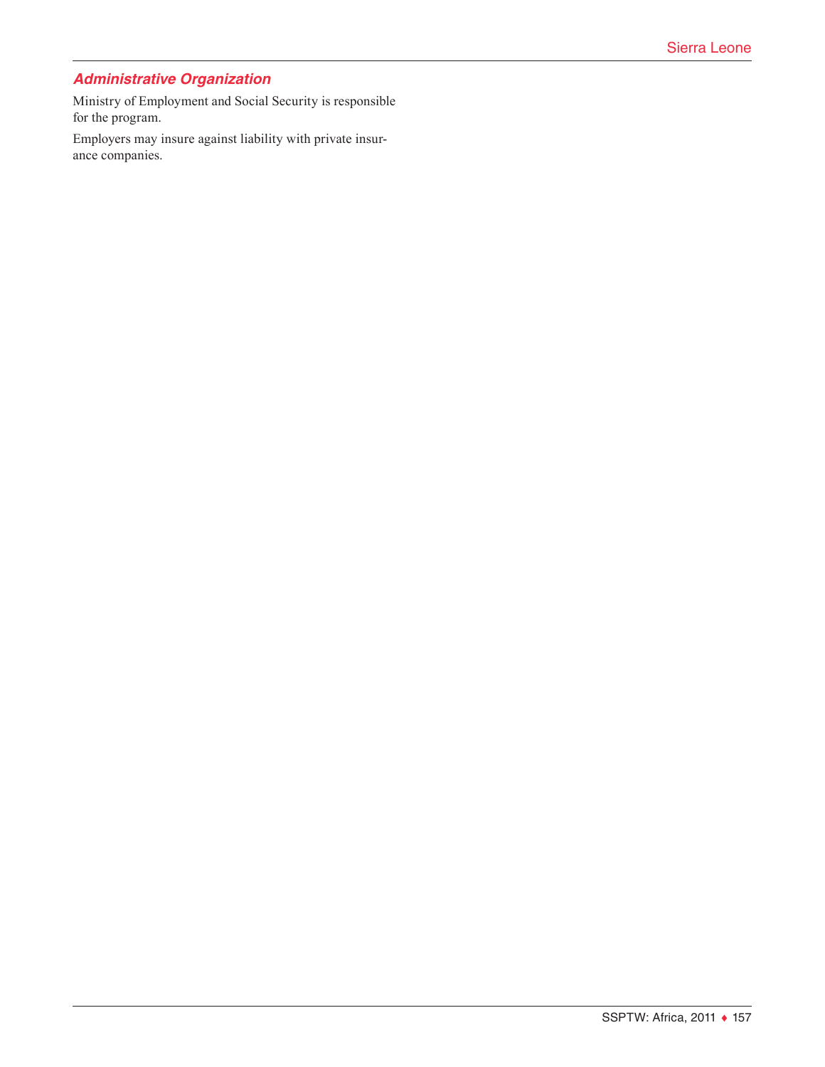### *Administrative Organization*

Ministry of Employment and Social Security is responsible for the program.

Employers may insure against liability with private insurance companies.